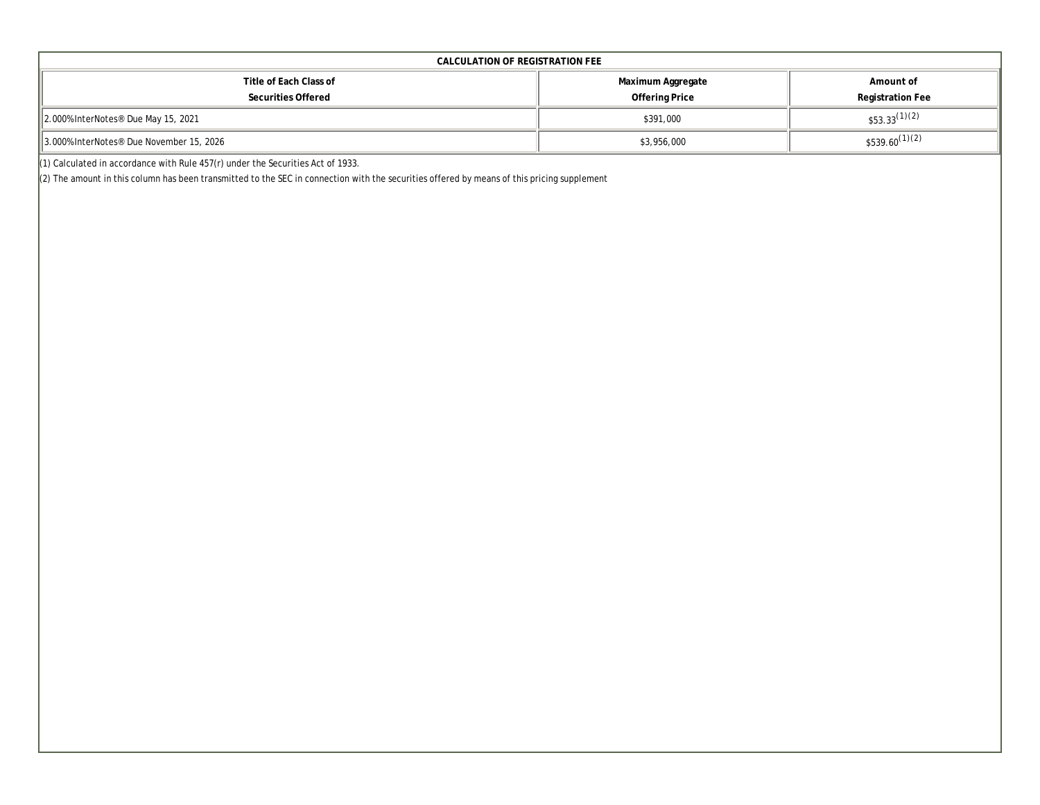**CALCULATION OF REGISTRATION FEE**

| Title of Each Class of Securities Offered | Maximum Aggregate Offering Price | Amount of Registration Fee |
|---|---|---|
| 2.000%InterNotes® Due May 15, 2021 | $391,000 | $53.33 (1)(2) |
| 3.000%InterNotes® Due November 15, 2026 | $3,956,000 | $539.60 (1)(2) |

(1) Calculated in accordance with Rule 457(r) under the Securities Act of 1933.

(2) The amount in this column has been transmitted to the SEC in connection with the securities offered by means of this pricing supplement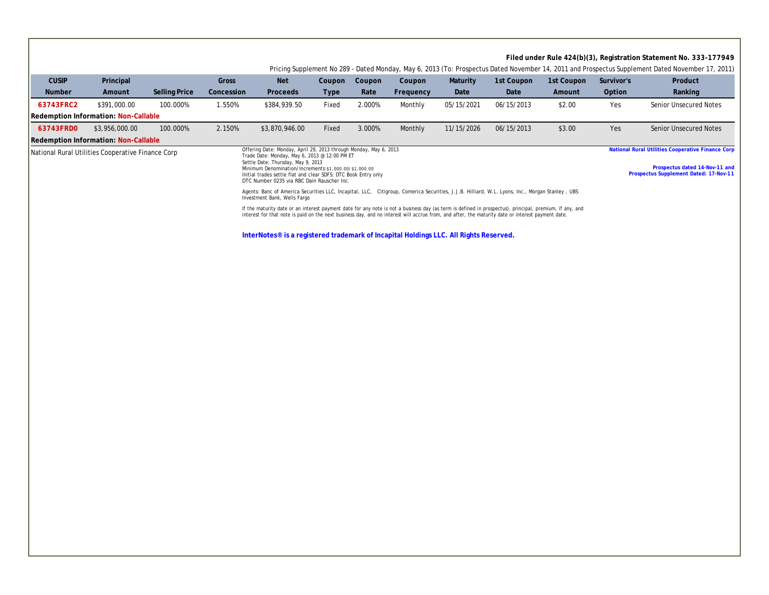**Filed under Rule 424(b)(3), Registration Statement No. 333-177949**

Pricing Supplement No 289 - Dated Monday, May 6, 2013 (To: Prospectus Dated November 14, 2011 and Prospectus Supplement Dated November 17, 2011)

| CUSIP Number | Principal Amount | Selling Price | Gross Concession | Net Proceeds | Coupon Type | Coupon Rate | Coupon Frequency | Maturity Date | 1st Coupon Date | 1st Coupon Amount | Survivor's Option | Product Ranking |
|---|---|---|---|---|---|---|---|---|---|---|---|---|
| **63743FRC2** | $391,000.00 | 100.000% | 1.550% | $384,939.50 | Fixed | 2.000% | Monthly | 05/15/2021 | 06/15/2013 | $2.00 | Yes | Senior Unsecured Notes |
| **Redemption Information: Non-Callable** | | | | | | | | | | | | |
| **63743FRD0** | $3,956,000.00 | 100.000% | 2.150% | $3,870,946.00 | Fixed | 3.000% | Monthly | 11/15/2026 | 06/15/2013 | $3.00 | Yes | Senior Unsecured Notes |
| **Redemption Information: Non-Callable** | | | | | | | | | | | | |

National Rural Utilities Cooperative Finance Corp

Offering Date: Monday, April 29, 2013 through Monday, May 6, 2013
Trade Date: Monday, May 6, 2013 @ 12:00 PM ET
Settle Date: Thursday, May 9, 2013
Minimum Denomination/Increments:$1,000.00/$1,000.00
Initial trades settle flat and clear SDFS: DTC Book Entry only
DTC Number 0235 via RBC Dain Rauscher Inc.

Agents: Banc of America Securities LLC, Incapital, LLC, Citigroup, Comerica Securities, J.J.B. Hilliard, W.L. Lyons, Inc., Morgan Stanley , UBS Investment Bank, Wells Fargo

If the maturity date or an interest payment date for any note is not a business day (as term is defined in prospectus), principal, premium, if any, and interest for that note is paid on the next business day, and no interest will accrue from, and after, the maturity date or interest payment date.

**InterNotes® is a registered trademark of Incapital Holdings LLC. All Rights Reserved.**

**National Rural Utilities Cooperative Finance Corp**

**Prospectus dated 14-Nov-11 and**
**Prospectus Supplement Dated: 17-Nov-11**